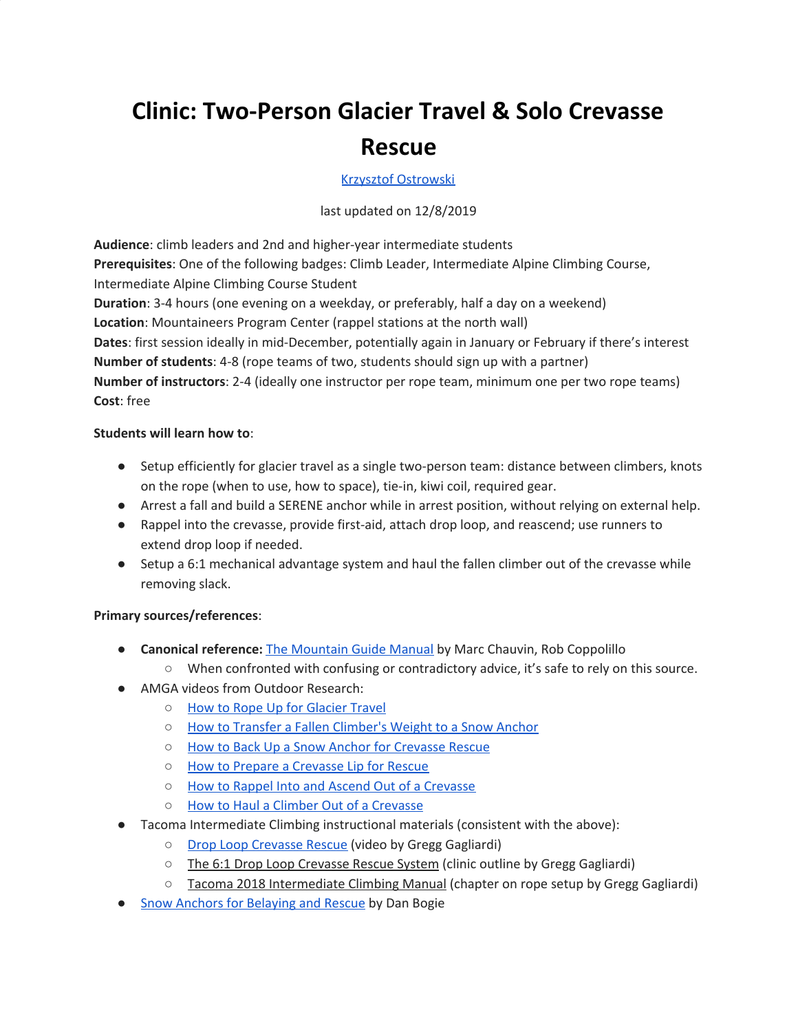# Clinic: Two-Person Glacier Travel & Solo Crevasse Rescue

Krzysztof Ostrowski

last updated on 12/8/2019

**Audience**: climb leaders and 2nd and higher-year intermediate students
**Prerequisites**: One of the following badges: Climb Leader, Intermediate Alpine Climbing Course, Intermediate Alpine Climbing Course Student
**Duration**: 3-4 hours (one evening on a weekday, or preferably, half a day on a weekend)
**Location**: Mountaineers Program Center (rappel stations at the north wall)
**Dates**: first session ideally in mid-December, potentially again in January or February if there's interest
**Number of students**: 4-8 (rope teams of two, students should sign up with a partner)
**Number of instructors**: 2-4 (ideally one instructor per rope team, minimum one per two rope teams)
**Cost**: free

**Students will learn how to**:

- Setup efficiently for glacier travel as a single two-person team: distance between climbers, knots on the rope (when to use, how to space), tie-in, kiwi coil, required gear.
- Arrest a fall and build a SERENE anchor while in arrest position, without relying on external help.
- Rappel into the crevasse, provide first-aid, attach drop loop, and reascend; use runners to extend drop loop if needed.
- Setup a 6:1 mechanical advantage system and haul the fallen climber out of the crevasse while removing slack.

**Primary sources/references**:

- **Canonical reference:** The Mountain Guide Manual by Marc Chauvin, Rob Coppolillo
  - When confronted with confusing or contradictory advice, it's safe to rely on this source.
- AMGA videos from Outdoor Research:
  - How to Rope Up for Glacier Travel
  - How to Transfer a Fallen Climber's Weight to a Snow Anchor
  - How to Back Up a Snow Anchor for Crevasse Rescue
  - How to Prepare a Crevasse Lip for Rescue
  - How to Rappel Into and Ascend Out of a Crevasse
  - How to Haul a Climber Out of a Crevasse
- Tacoma Intermediate Climbing instructional materials (consistent with the above):
  - Drop Loop Crevasse Rescue (video by Gregg Gagliardi)
  - The 6:1 Drop Loop Crevasse Rescue System (clinic outline by Gregg Gagliardi)
  - Tacoma 2018 Intermediate Climbing Manual (chapter on rope setup by Gregg Gagliardi)
- Snow Anchors for Belaying and Rescue by Dan Bogie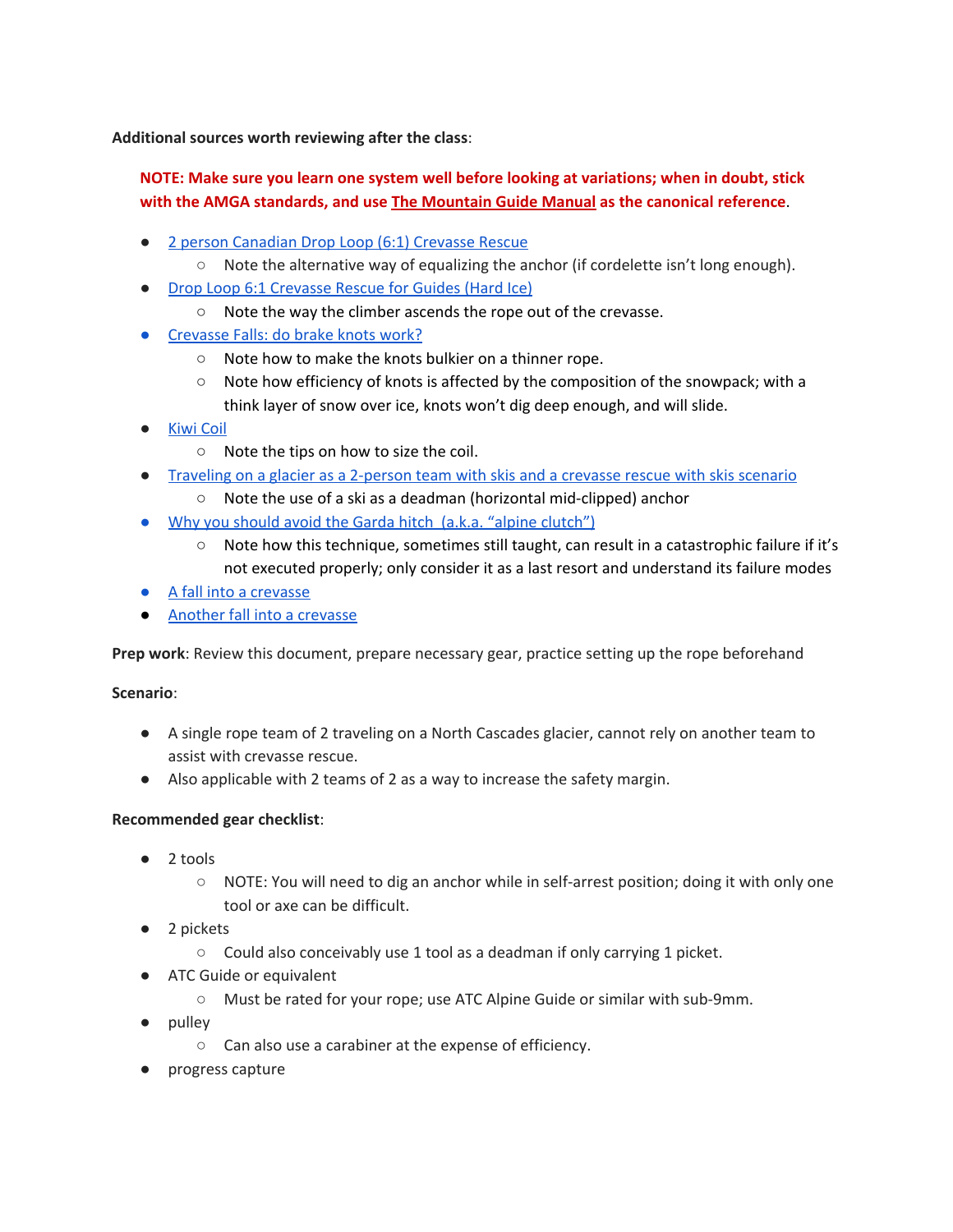**Additional sources worth reviewing after the class**:

**NOTE: Make sure you learn one system well before looking at variations; when in doubt, stick with the AMGA standards, and use The Mountain Guide Manual as the canonical reference**.

- 2 person Canadian Drop Loop (6:1) Crevasse Rescue
  - Note the alternative way of equalizing the anchor (if cordelette isn't long enough).
- Drop Loop 6:1 Crevasse Rescue for Guides (Hard Ice)
  - Note the way the climber ascends the rope out of the crevasse.
- Crevasse Falls: do brake knots work?
  - Note how to make the knots bulkier on a thinner rope.
  - Note how efficiency of knots is affected by the composition of the snowpack; with a think layer of snow over ice, knots won't dig deep enough, and will slide.
- Kiwi Coil
  - Note the tips on how to size the coil.
- Traveling on a glacier as a 2-person team with skis and a crevasse rescue with skis scenario
  - Note the use of a ski as a deadman (horizontal mid-clipped) anchor
- Why you should avoid the Garda hitch (a.k.a. "alpine clutch")
  - Note how this technique, sometimes still taught, can result in a catastrophic failure if it's not executed properly; only consider it as a last resort and understand its failure modes
- A fall into a crevasse
- Another fall into a crevasse

**Prep work**: Review this document, prepare necessary gear, practice setting up the rope beforehand

**Scenario**:

- A single rope team of 2 traveling on a North Cascades glacier, cannot rely on another team to assist with crevasse rescue.
- Also applicable with 2 teams of 2 as a way to increase the safety margin.

**Recommended gear checklist**:

- 2 tools
  - NOTE: You will need to dig an anchor while in self-arrest position; doing it with only one tool or axe can be difficult.
- 2 pickets
  - Could also conceivably use 1 tool as a deadman if only carrying 1 picket.
- ATC Guide or equivalent
  - Must be rated for your rope; use ATC Alpine Guide or similar with sub-9mm.
- pulley
  - Can also use a carabiner at the expense of efficiency.
- progress capture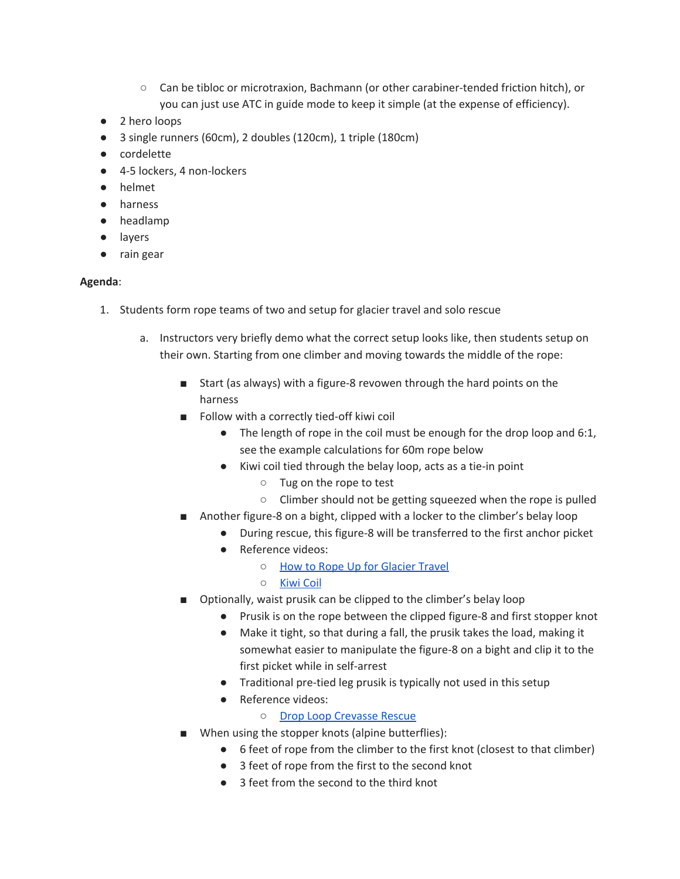- Can be tibloc or microtraxion, Bachmann (or other carabiner-tended friction hitch), or you can just use ATC in guide mode to keep it simple (at the expense of efficiency).
- 2 hero loops
- 3 single runners (60cm), 2 doubles (120cm), 1 triple (180cm)
- cordelette
- 4-5 lockers, 4 non-lockers
- helmet
- harness
- headlamp
- layers
- rain gear

**Agenda**:

1. Students form rope teams of two and setup for glacier travel and solo rescue
    a. Instructors very briefly demo what the correct setup looks like, then students setup on their own. Starting from one climber and moving towards the middle of the rope:
        - Start (as always) with a figure-8 revowen through the hard points on the harness
        - Follow with a correctly tied-off kiwi coil
            - The length of rope in the coil must be enough for the drop loop and 6:1, see the example calculations for 60m rope below
            - Kiwi coil tied through the belay loop, acts as a tie-in point
                - Tug on the rope to test
                - Climber should not be getting squeezed when the rope is pulled
        - Another figure-8 on a bight, clipped with a locker to the climber's belay loop
            - During rescue, this figure-8 will be transferred to the first anchor picket
            - Reference videos:
                - [How to Rope Up for Glacier Travel]()
                - [Kiwi Coil]()
        - Optionally, waist prusik can be clipped to the climber's belay loop
            - Prusik is on the rope between the clipped figure-8 and first stopper knot
            - Make it tight, so that during a fall, the prusik takes the load, making it somewhat easier to manipulate the figure-8 on a bight and clip it to the first picket while in self-arrest
            - Traditional pre-tied leg prusik is typically not used in this setup
            - Reference videos:
                - [Drop Loop Crevasse Rescue]()
        - When using the stopper knots (alpine butterflies):
            - 6 feet of rope from the climber to the first knot (closest to that climber)
            - 3 feet of rope from the first to the second knot
            - 3 feet from the second to the third knot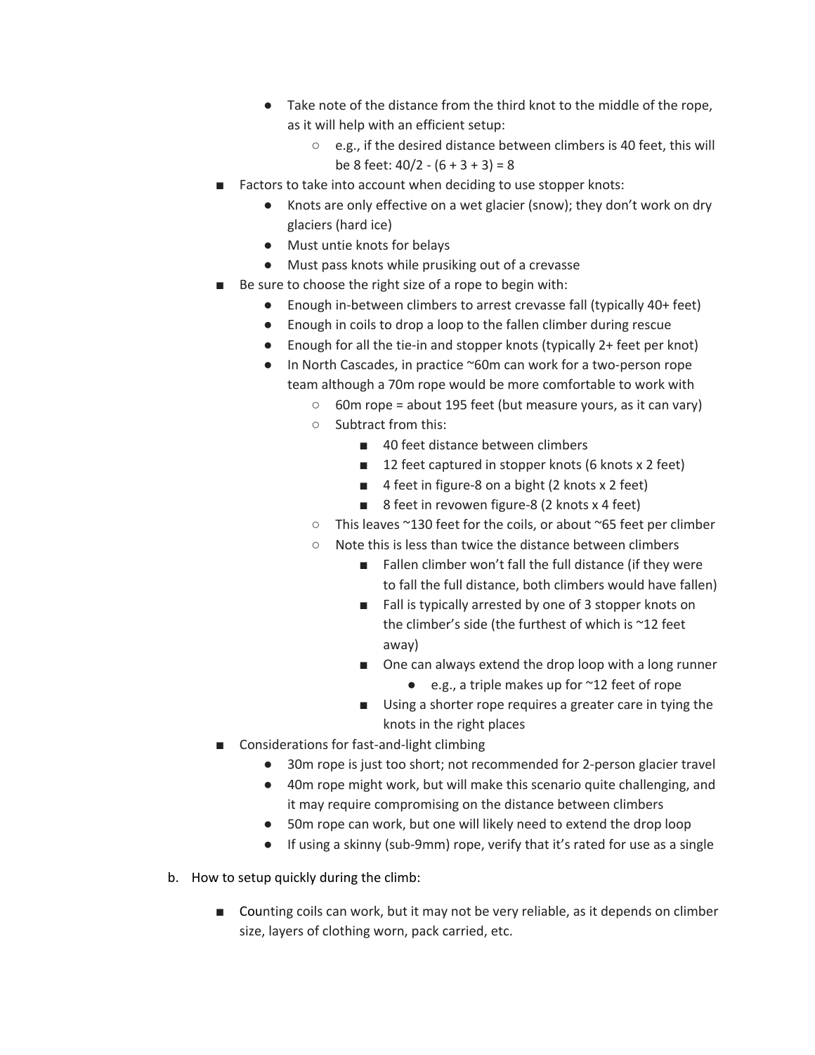- Take note of the distance from the third knot to the middle of the rope, as it will help with an efficient setup:
      - e.g., if the desired distance between climbers is 40 feet, this will be 8 feet: $40/2 - (6 + 3 + 3) = 8$
  - Factors to take into account when deciding to use stopper knots:
    - Knots are only effective on a wet glacier (snow); they don't work on dry glaciers (hard ice)
    - Must untie knots for belays
    - Must pass knots while prusiking out of a crevasse
  - Be sure to choose the right size of a rope to begin with:
    - Enough in-between climbers to arrest crevasse fall (typically 40+ feet)
    - Enough in coils to drop a loop to the fallen climber during rescue
    - Enough for all the tie-in and stopper knots (typically 2+ feet per knot)
    - In North Cascades, in practice ~60m can work for a two-person rope team although a 70m rope would be more comfortable to work with
      - 60m rope = about 195 feet (but measure yours, as it can vary)
      - Subtract from this:
        - 40 feet distance between climbers
        - 12 feet captured in stopper knots (6 knots x 2 feet)
        - 4 feet in figure-8 on a bight (2 knots x 2 feet)
        - 8 feet in revowen figure-8 (2 knots x 4 feet)
      - This leaves ~130 feet for the coils, or about ~65 feet per climber
      - Note this is less than twice the distance between climbers
        - Fallen climber won't fall the full distance (if they were to fall the full distance, both climbers would have fallen)
        - Fall is typically arrested by one of 3 stopper knots on the climber's side (the furthest of which is ~12 feet away)
        - One can always extend the drop loop with a long runner
          - e.g., a triple makes up for ~12 feet of rope
        - Using a shorter rope requires a greater care in tying the knots in the right places
  - Considerations for fast-and-light climbing
    - 30m rope is just too short; not recommended for 2-person glacier travel
    - 40m rope might work, but will make this scenario quite challenging, and it may require compromising on the distance between climbers
    - 50m rope can work, but one will likely need to extend the drop loop
    - If using a skinny (sub-9mm) rope, verify that it's rated for use as a single

b. How to setup quickly during the climb:

  - Counting coils can work, but it may not be very reliable, as it depends on climber size, layers of clothing worn, pack carried, etc.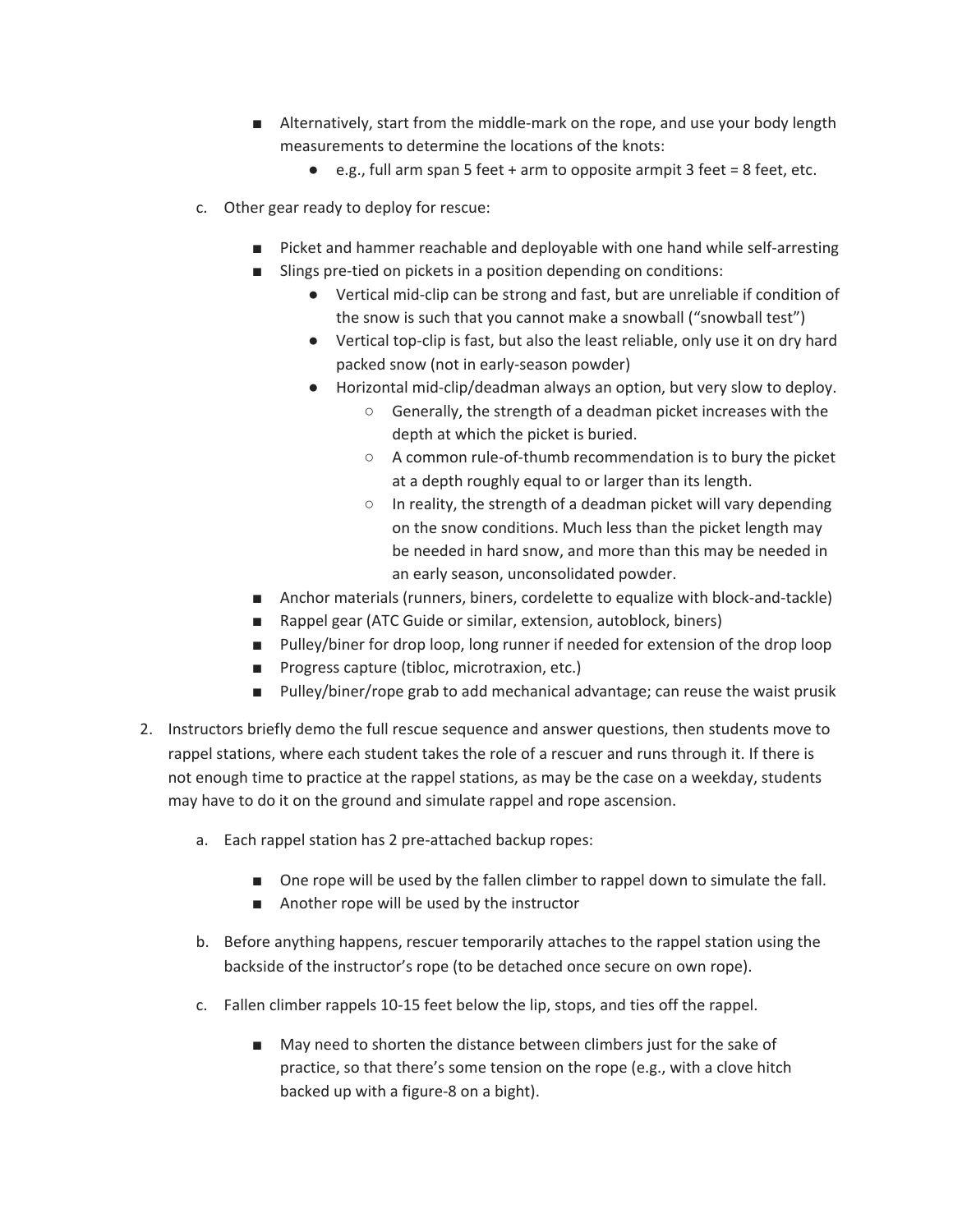- Alternatively, start from the middle-mark on the rope, and use your body length measurements to determine the locations of the knots:
  - e.g., full arm span 5 feet + arm to opposite armpit 3 feet = 8 feet, etc.

c. Other gear ready to deploy for rescue:

- Picket and hammer reachable and deployable with one hand while self-arresting
- Slings pre-tied on pickets in a position depending on conditions:
  - Vertical mid-clip can be strong and fast, but are unreliable if condition of the snow is such that you cannot make a snowball ("snowball test")
  - Vertical top-clip is fast, but also the least reliable, only use it on dry hard packed snow (not in early-season powder)
  - Horizontal mid-clip/deadman always an option, but very slow to deploy.
    - Generally, the strength of a deadman picket increases with the depth at which the picket is buried.
    - A common rule-of-thumb recommendation is to bury the picket at a depth roughly equal to or larger than its length.
    - In reality, the strength of a deadman picket will vary depending on the snow conditions. Much less than the picket length may be needed in hard snow, and more than this may be needed in an early season, unconsolidated powder.
- Anchor materials (runners, biners, cordelette to equalize with block-and-tackle)
- Rappel gear (ATC Guide or similar, extension, autoblock, biners)
- Pulley/biner for drop loop, long runner if needed for extension of the drop loop
- Progress capture (tibloc, microtraxion, etc.)
- Pulley/biner/rope grab to add mechanical advantage; can reuse the waist prusik

2. Instructors briefly demo the full rescue sequence and answer questions, then students move to rappel stations, where each student takes the role of a rescuer and runs through it. If there is not enough time to practice at the rappel stations, as may be the case on a weekday, students may have to do it on the ground and simulate rappel and rope ascension.

   a. Each rappel station has 2 pre-attached backup ropes:

   - One rope will be used by the fallen climber to rappel down to simulate the fall.
   - Another rope will be used by the instructor

   b. Before anything happens, rescuer temporarily attaches to the rappel station using the backside of the instructor's rope (to be detached once secure on own rope).

   c. Fallen climber rappels 10-15 feet below the lip, stops, and ties off the rappel.

   - May need to shorten the distance between climbers just for the sake of practice, so that there's some tension on the rope (e.g., with a clove hitch backed up with a figure-8 on a bight).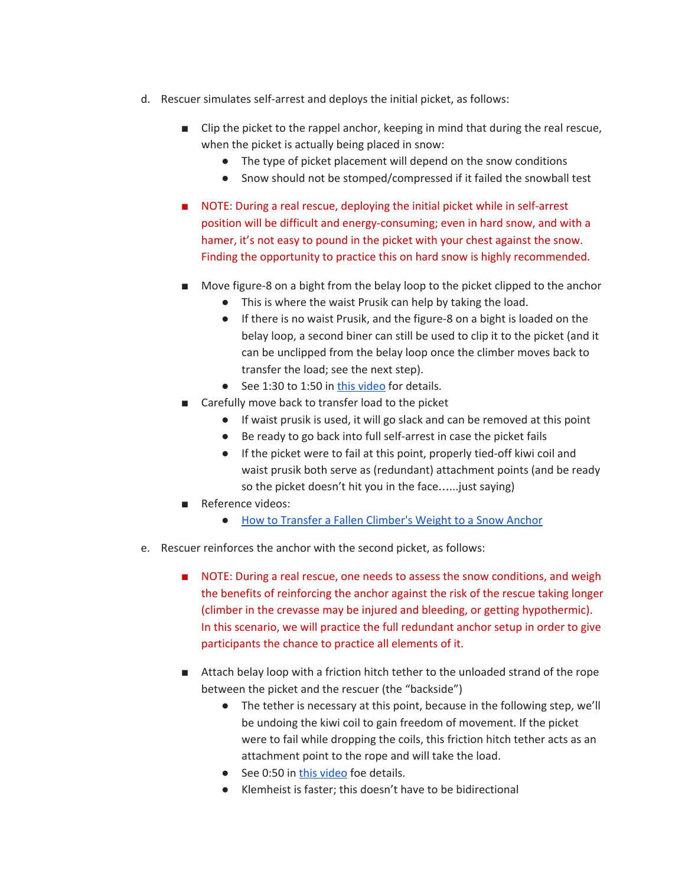d. Rescuer simulates self-arrest and deploys the initial picket, as follows:

   - Clip the picket to the rappel anchor, keeping in mind that during the real rescue, when the picket is actually being placed in snow:
     - The type of picket placement will depend on the snow conditions
     - Snow should not be stomped/compressed if it failed the snowball test

   - NOTE: During a real rescue, deploying the initial picket while in self-arrest position will be difficult and energy-consuming; even in hard snow, and with a hamer, it's not easy to pound in the picket with your chest against the snow. Finding the opportunity to practice this on hard snow is highly recommended.

   - Move figure-8 on a bight from the belay loop to the picket clipped to the anchor
     - This is where the waist Prusik can help by taking the load.
     - If there is no waist Prusik, and the figure-8 on a bight is loaded on the belay loop, a second biner can still be used to clip it to the picket (and it can be unclipped from the belay loop once the climber moves back to transfer the load; see the next step).
     - See 1:30 to 1:50 in this video for details.
   - Carefully move back to transfer load to the picket
     - If waist prusik is used, it will go slack and can be removed at this point
     - Be ready to go back into full self-arrest in case the picket fails
     - If the picket were to fail at this point, properly tied-off kiwi coil and waist prusik both serve as (redundant) attachment points (and be ready so the picket doesn't hit you in the face......just saying)
   - Reference videos:
     - How to Transfer a Fallen Climber's Weight to a Snow Anchor

e. Rescuer reinforces the anchor with the second picket, as follows:

   - NOTE: During a real rescue, one needs to assess the snow conditions, and weigh the benefits of reinforcing the anchor against the risk of the rescue taking longer (climber in the crevasse may be injured and bleeding, or getting hypothermic). In this scenario, we will practice the full redundant anchor setup in order to give participants the chance to practice all elements of it.

   - Attach belay loop with a friction hitch tether to the unloaded strand of the rope between the picket and the rescuer (the "backside")
     - The tether is necessary at this point, because in the following step, we'll be undoing the kiwi coil to gain freedom of movement. If the picket were to fail while dropping the coils, this friction hitch tether acts as an attachment point to the rope and will take the load.
     - See 0:50 in this video foe details.
     - Klemheist is faster; this doesn't have to be bidirectional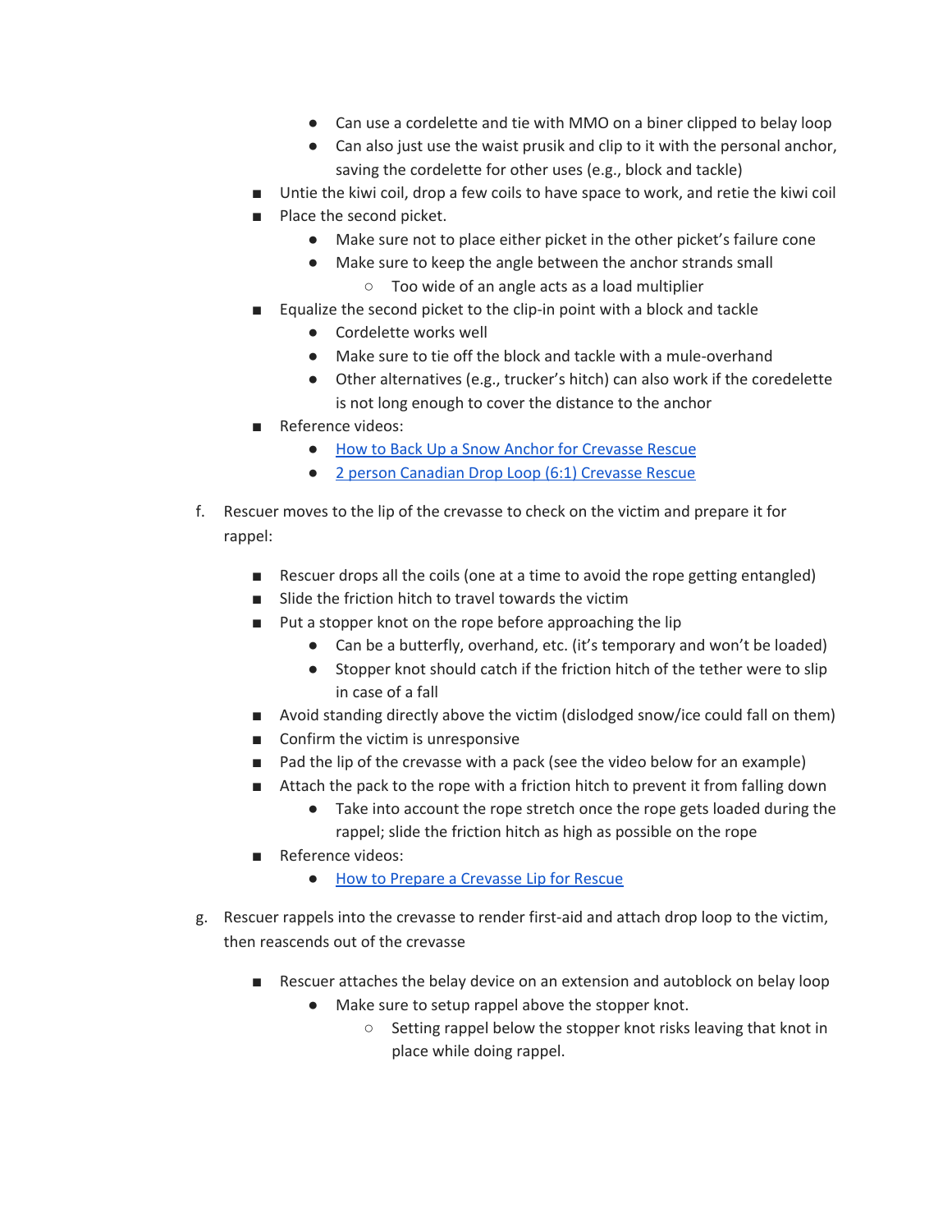- Can use a cordelette and tie with MMO on a biner clipped to belay loop
        - Can also just use the waist prusik and clip to it with the personal anchor, saving the cordelette for other uses (e.g., block and tackle)
    - Untie the kiwi coil, drop a few coils to have space to work, and retie the kiwi coil
    - Place the second picket.
        - Make sure not to place either picket in the other picket's failure cone
        - Make sure to keep the angle between the anchor strands small
            - Too wide of an angle acts as a load multiplier
    - Equalize the second picket to the clip-in point with a block and tackle
        - Cordelette works well
        - Make sure to tie off the block and tackle with a mule-overhand
        - Other alternatives (e.g., trucker's hitch) can also work if the coredelette is not long enough to cover the distance to the anchor
    - Reference videos:
        - [How to Back Up a Snow Anchor for Crevasse Rescue]()
        - [2 person Canadian Drop Loop (6:1) Crevasse Rescue]()

f. Rescuer moves to the lip of the crevasse to check on the victim and prepare it for rappel:

    - Rescuer drops all the coils (one at a time to avoid the rope getting entangled)
    - Slide the friction hitch to travel towards the victim
    - Put a stopper knot on the rope before approaching the lip
        - Can be a butterfly, overhand, etc. (it's temporary and won't be loaded)
        - Stopper knot should catch if the friction hitch of the tether were to slip in case of a fall
    - Avoid standing directly above the victim (dislodged snow/ice could fall on them)
    - Confirm the victim is unresponsive
    - Pad the lip of the crevasse with a pack (see the video below for an example)
    - Attach the pack to the rope with a friction hitch to prevent it from falling down
        - Take into account the rope stretch once the rope gets loaded during the rappel; slide the friction hitch as high as possible on the rope
    - Reference videos:
        - [How to Prepare a Crevasse Lip for Rescue]()

g. Rescuer rappels into the crevasse to render first-aid and attach drop loop to the victim, then reascends out of the crevasse

    - Rescuer attaches the belay device on an extension and autoblock on belay loop
        - Make sure to setup rappel above the stopper knot.
            - Setting rappel below the stopper knot risks leaving that knot in place while doing rappel.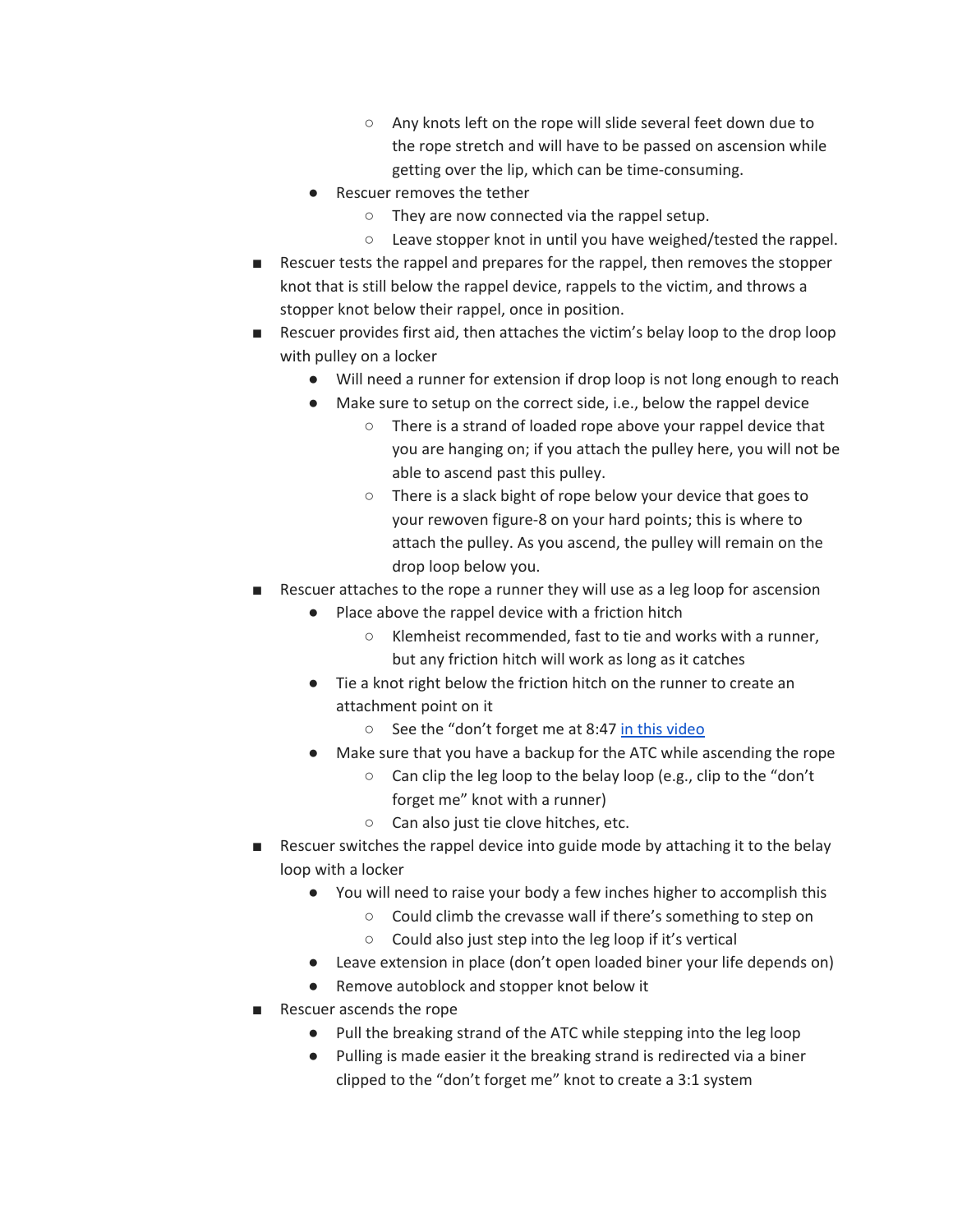- Any knots left on the rope will slide several feet down due to the rope stretch and will have to be passed on ascension while getting over the lip, which can be time-consuming.
      - Rescuer removes the tether
        - They are now connected via the rappel setup.
        - Leave stopper knot in until you have weighed/tested the rappel.
    - Rescuer tests the rappel and prepares for the rappel, then removes the stopper knot that is still below the rappel device, rappels to the victim, and throws a stopper knot below their rappel, once in position.
    - Rescuer provides first aid, then attaches the victim's belay loop to the drop loop with pulley on a locker
      - Will need a runner for extension if drop loop is not long enough to reach
      - Make sure to setup on the correct side, i.e., below the rappel device
        - There is a strand of loaded rope above your rappel device that you are hanging on; if you attach the pulley here, you will not be able to ascend past this pulley.
        - There is a slack bight of rope below your device that goes to your rewoven figure-8 on your hard points; this is where to attach the pulley. As you ascend, the pulley will remain on the drop loop below you.
    - Rescuer attaches to the rope a runner they will use as a leg loop for ascension
      - Place above the rappel device with a friction hitch
        - Klemheist recommended, fast to tie and works with a runner, but any friction hitch will work as long as it catches
      - Tie a knot right below the friction hitch on the runner to create an attachment point on it
        - See the "don't forget me at 8:47 [in this video]()
      - Make sure that you have a backup for the ATC while ascending the rope
        - Can clip the leg loop to the belay loop (e.g., clip to the "don't forget me" knot with a runner)
        - Can also just tie clove hitches, etc.
    - Rescuer switches the rappel device into guide mode by attaching it to the belay loop with a locker
      - You will need to raise your body a few inches higher to accomplish this
        - Could climb the crevasse wall if there's something to step on
        - Could also just step into the leg loop if it's vertical
      - Leave extension in place (don't open loaded biner your life depends on)
      - Remove autoblock and stopper knot below it
    - Rescuer ascends the rope
      - Pull the breaking strand of the ATC while stepping into the leg loop
      - Pulling is made easier it the breaking strand is redirected via a biner clipped to the "don't forget me" knot to create a 3:1 system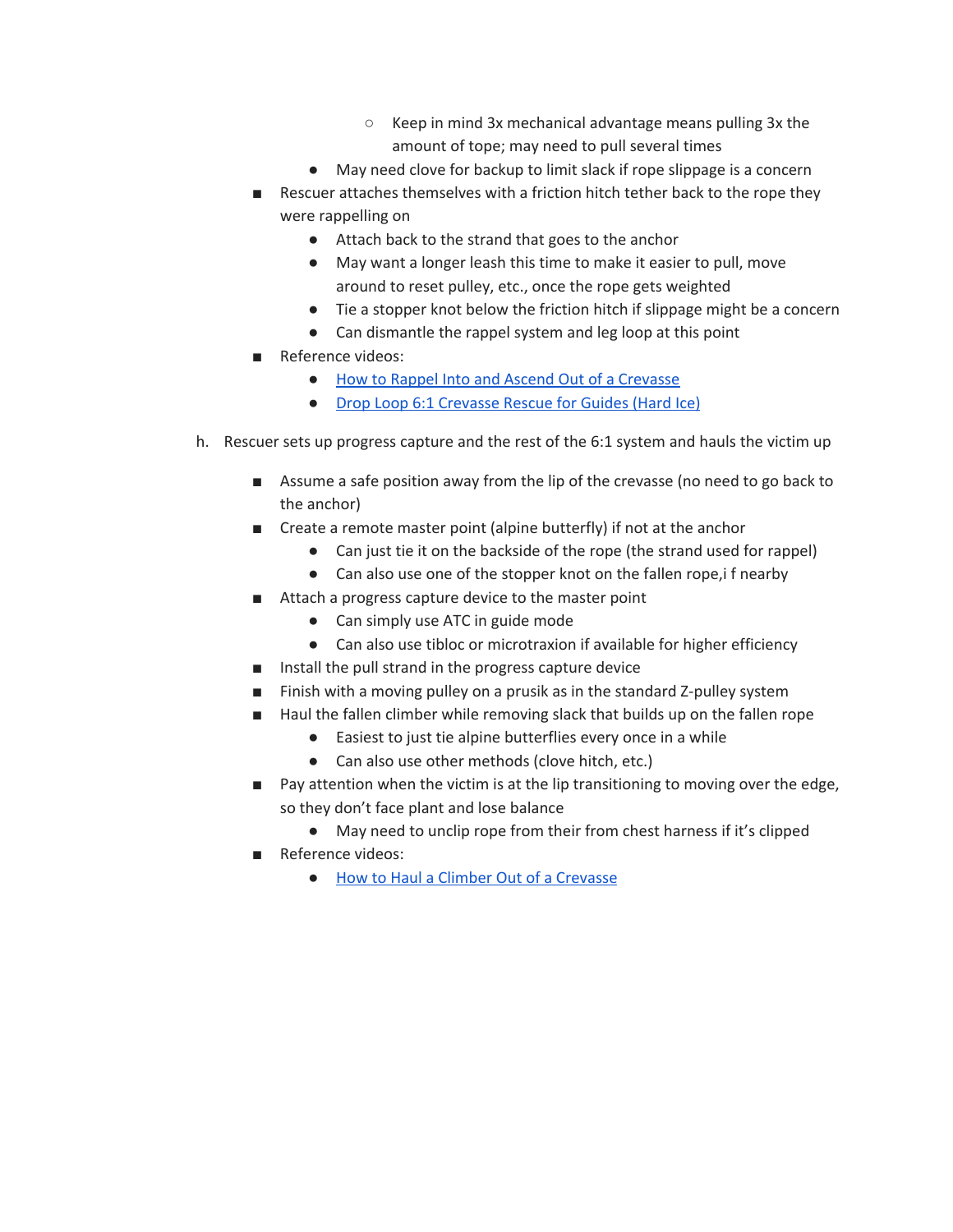- Keep in mind 3x mechanical advantage means pulling 3x the amount of tope; may need to pull several times
      - May need clove for backup to limit slack if rope slippage is a concern
    - Rescuer attaches themselves with a friction hitch tether back to the rope they were rappelling on
      - Attach back to the strand that goes to the anchor
      - May want a longer leash this time to make it easier to pull, move around to reset pulley, etc., once the rope gets weighted
      - Tie a stopper knot below the friction hitch if slippage might be a concern
      - Can dismantle the rappel system and leg loop at this point
    - Reference videos:
      - [How to Rappel Into and Ascend Out of a Crevasse]()
      - [Drop Loop 6:1 Crevasse Rescue for Guides (Hard Ice)]()

h. Rescuer sets up progress capture and the rest of the 6:1 system and hauls the victim up

    - Assume a safe position away from the lip of the crevasse (no need to go back to the anchor)
    - Create a remote master point (alpine butterfly) if not at the anchor
      - Can just tie it on the backside of the rope (the strand used for rappel)
      - Can also use one of the stopper knot on the fallen rope,i f nearby
    - Attach a progress capture device to the master point
      - Can simply use ATC in guide mode
      - Can also use tibloc or microtraxion if available for higher efficiency
    - Install the pull strand in the progress capture device
    - Finish with a moving pulley on a prusik as in the standard Z-pulley system
    - Haul the fallen climber while removing slack that builds up on the fallen rope
      - Easiest to just tie alpine butterflies every once in a while
      - Can also use other methods (clove hitch, etc.)
    - Pay attention when the victim is at the lip transitioning to moving over the edge, so they don't face plant and lose balance
      - May need to unclip rope from their from chest harness if it's clipped
    - Reference videos:
      - [How to Haul a Climber Out of a Crevasse]()